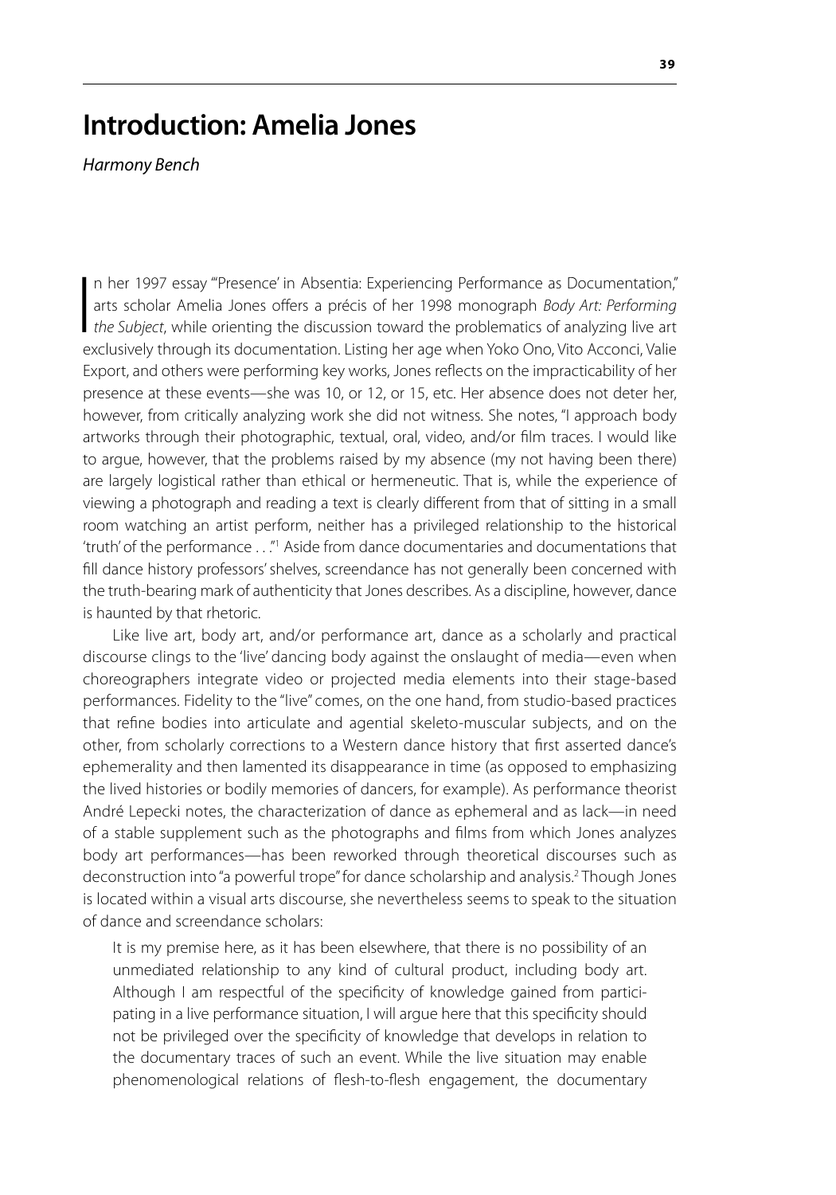# Introduction: Amelia Jones

*Harmony Bench*

In her 1997 essay "'Presence' in Absentia: Experiencing Performance as Documentation," arts scholar Amelia Jones offers a précis of her 1998 monograph *Body Art: Performing the Subject*, while orienting the discussion toward the problematics of analyzing live art exclusively through its documentation. Listing her age when Yoko Ono, Vito Acconci, Valie Export, and others were performing key works, Jones reflects on the impracticability of her presence at these events—she was 10, or 12, or 15, etc. Her absence does not deter her, however, from critically analyzing work she did not witness. She notes, "I approach body artworks through their photographic, textual, oral, video, and/or film traces. I would like to argue, however, that the problems raised by my absence (my not having been there) are largely logistical rather than ethical or hermeneutic. That is, while the experience of viewing a photograph and reading a text is clearly different from that of sitting in a small room watching an artist perform, neither has a privileged relationship to the historical 'truth' of the performance . . ."[1] Aside from dance documentaries and documentations that fill dance history professors' shelves, screendance has not generally been concerned with the truth-bearing mark of authenticity that Jones describes. As a discipline, however, dance is haunted by that rhetoric.

Like live art, body art, and/or performance art, dance as a scholarly and practical discourse clings to the 'live' dancing body against the onslaught of media—even when choreographers integrate video or projected media elements into their stage-based performances. Fidelity to the "live" comes, on the one hand, from studio-based practices that refine bodies into articulate and agential skeleto-muscular subjects, and on the other, from scholarly corrections to a Western dance history that first asserted dance's ephemerality and then lamented its disappearance in time (as opposed to emphasizing the lived histories or bodily memories of dancers, for example). As performance theorist André Lepecki notes, the characterization of dance as ephemeral and as lack—in need of a stable supplement such as the photographs and films from which Jones analyzes body art performances—has been reworked through theoretical discourses such as deconstruction into "a powerful trope" for dance scholarship and analysis.[2] Though Jones is located within a visual arts discourse, she nevertheless seems to speak to the situation of dance and screendance scholars:

> It is my premise here, as it has been elsewhere, that there is no possibility of an unmediated relationship to any kind of cultural product, including body art. Although I am respectful of the specificity of knowledge gained from participating in a live performance situation, I will argue here that this specificity should not be privileged over the specificity of knowledge that develops in relation to the documentary traces of such an event. While the live situation may enable phenomenological relations of flesh-to-flesh engagement, the documentary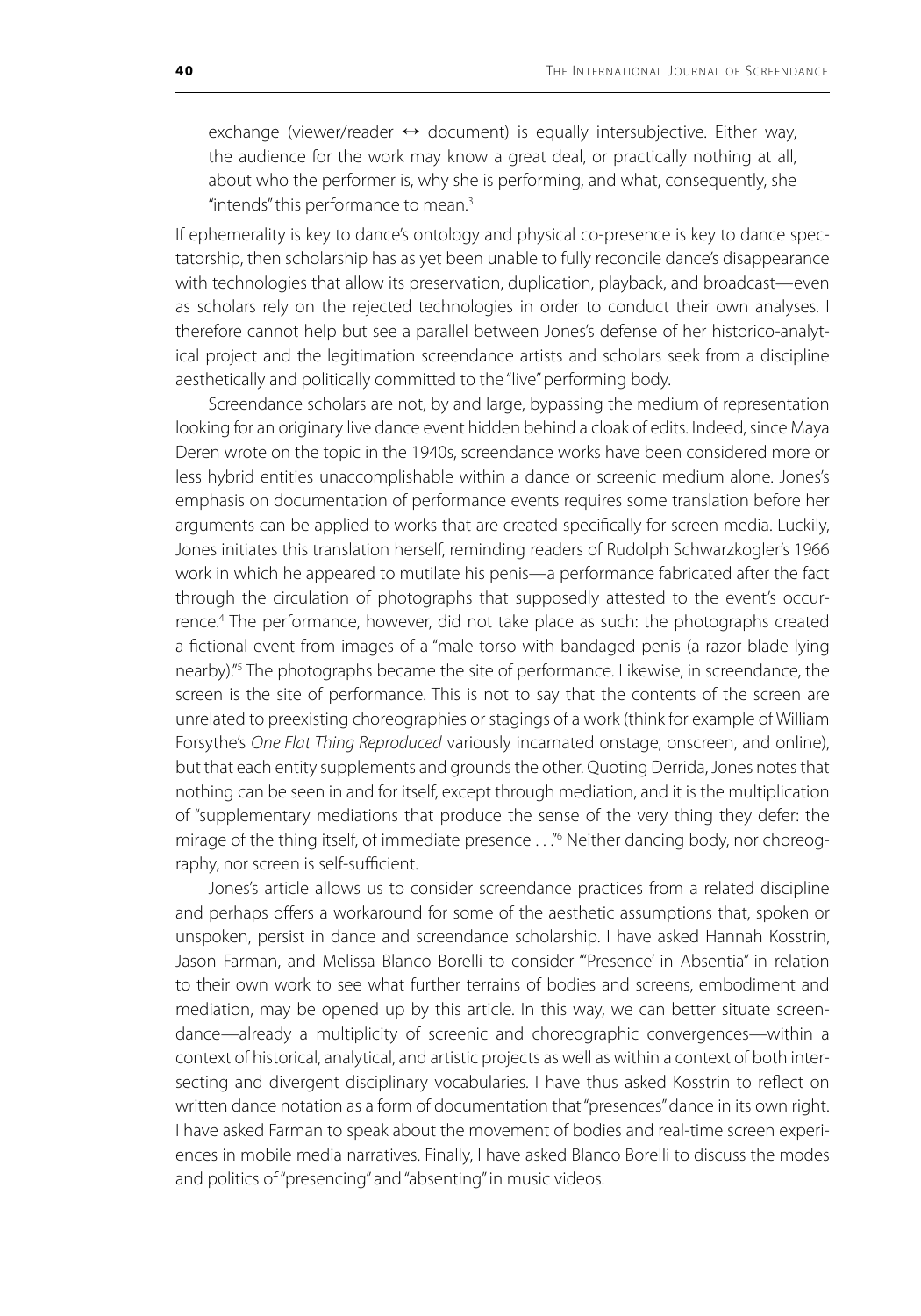> exchange (viewer/reader ↔ document) is equally intersubjective. Either way, the audience for the work may know a great deal, or practically nothing at all, about who the performer is, why she is performing, and what, consequently, she "intends" this performance to mean.[3]

If ephemerality is key to dance's ontology and physical co-presence is key to dance spectatorship, then scholarship has as yet been unable to fully reconcile dance's disappearance with technologies that allow its preservation, duplication, playback, and broadcast—even as scholars rely on the rejected technologies in order to conduct their own analyses. I therefore cannot help but see a parallel between Jones's defense of her historico-analytical project and the legitimation screendance artists and scholars seek from a discipline aesthetically and politically committed to the "live" performing body.

Screendance scholars are not, by and large, bypassing the medium of representation looking for an originary live dance event hidden behind a cloak of edits. Indeed, since Maya Deren wrote on the topic in the 1940s, screendance works have been considered more or less hybrid entities unaccomplishable within a dance or screenic medium alone. Jones's emphasis on documentation of performance events requires some translation before her arguments can be applied to works that are created specifically for screen media. Luckily, Jones initiates this translation herself, reminding readers of Rudolph Schwarzkogler's 1966 work in which he appeared to mutilate his penis—a performance fabricated after the fact through the circulation of photographs that supposedly attested to the event's occurrence.[4] The performance, however, did not take place as such: the photographs created a fictional event from images of a "male torso with bandaged penis (a razor blade lying nearby)."[5] The photographs became the site of performance. Likewise, in screendance, the screen is the site of performance. This is not to say that the contents of the screen are unrelated to preexisting choreographies or stagings of a work (think for example of William Forsythe's *One Flat Thing Reproduced* variously incarnated onstage, onscreen, and online), but that each entity supplements and grounds the other. Quoting Derrida, Jones notes that nothing can be seen in and for itself, except through mediation, and it is the multiplication of "supplementary mediations that produce the sense of the very thing they defer: the mirage of the thing itself, of immediate presence . . ."[6] Neither dancing body, nor choreography, nor screen is self-sufficient.

Jones's article allows us to consider screendance practices from a related discipline and perhaps offers a workaround for some of the aesthetic assumptions that, spoken or unspoken, persist in dance and screendance scholarship. I have asked Hannah Kosstrin, Jason Farman, and Melissa Blanco Borelli to consider "'Presence' in Absentia" in relation to their own work to see what further terrains of bodies and screens, embodiment and mediation, may be opened up by this article. In this way, we can better situate screendance—already a multiplicity of screenic and choreographic convergences—within a context of historical, analytical, and artistic projects as well as within a context of both intersecting and divergent disciplinary vocabularies. I have thus asked Kosstrin to reflect on written dance notation as a form of documentation that "presences" dance in its own right. I have asked Farman to speak about the movement of bodies and real-time screen experiences in mobile media narratives. Finally, I have asked Blanco Borelli to discuss the modes and politics of "presencing" and "absenting" in music videos.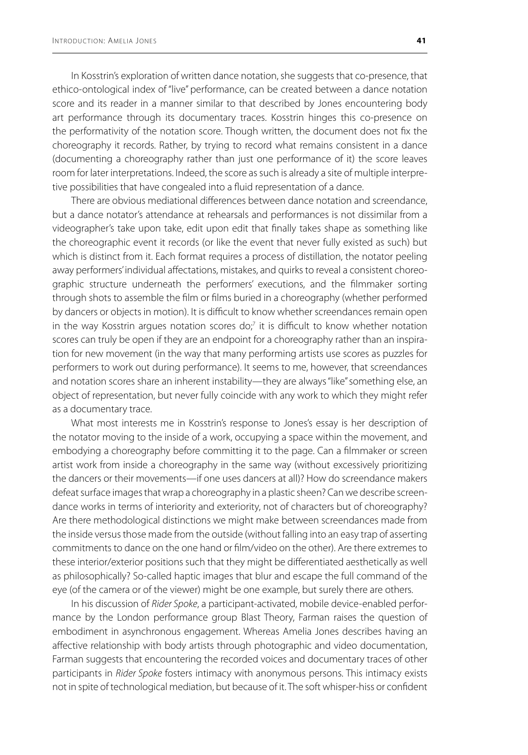In Kosstrin's exploration of written dance notation, she suggests that co-presence, that ethico-ontological index of "live" performance, can be created between a dance notation score and its reader in a manner similar to that described by Jones encountering body art performance through its documentary traces. Kosstrin hinges this co-presence on the performativity of the notation score. Though written, the document does not fix the choreography it records. Rather, by trying to record what remains consistent in a dance (documenting a choreography rather than just one performance of it) the score leaves room for later interpretations. Indeed, the score as such is already a site of multiple interpretive possibilities that have congealed into a fluid representation of a dance.

There are obvious mediational differences between dance notation and screendance, but a dance notator's attendance at rehearsals and performances is not dissimilar from a videographer's take upon take, edit upon edit that finally takes shape as something like the choreographic event it records (or like the event that never fully existed as such) but which is distinct from it. Each format requires a process of distillation, the notator peeling away performers' individual affectations, mistakes, and quirks to reveal a consistent choreographic structure underneath the performers' executions, and the filmmaker sorting through shots to assemble the film or films buried in a choreography (whether performed by dancers or objects in motion). It is difficult to know whether screendances remain open in the way Kosstrin argues notation scores do;[7] it is difficult to know whether notation scores can truly be open if they are an endpoint for a choreography rather than an inspiration for new movement (in the way that many performing artists use scores as puzzles for performers to work out during performance). It seems to me, however, that screendances and notation scores share an inherent instability—they are always "like" something else, an object of representation, but never fully coincide with any work to which they might refer as a documentary trace.

What most interests me in Kosstrin's response to Jones's essay is her description of the notator moving to the inside of a work, occupying a space within the movement, and embodying a choreography before committing it to the page. Can a filmmaker or screen artist work from inside a choreography in the same way (without excessively prioritizing the dancers or their movements—if one uses dancers at all)? How do screendance makers defeat surface images that wrap a choreography in a plastic sheen? Can we describe screendance works in terms of interiority and exteriority, not of characters but of choreography? Are there methodological distinctions we might make between screendances made from the inside versus those made from the outside (without falling into an easy trap of asserting commitments to dance on the one hand or film/video on the other). Are there extremes to these interior/exterior positions such that they might be differentiated aesthetically as well as philosophically? So-called haptic images that blur and escape the full command of the eye (of the camera or of the viewer) might be one example, but surely there are others.

In his discussion of *Rider Spoke*, a participant-activated, mobile device-enabled performance by the London performance group Blast Theory, Farman raises the question of embodiment in asynchronous engagement. Whereas Amelia Jones describes having an affective relationship with body artists through photographic and video documentation, Farman suggests that encountering the recorded voices and documentary traces of other participants in *Rider Spoke* fosters intimacy with anonymous persons. This intimacy exists not in spite of technological mediation, but because of it. The soft whisper-hiss or confident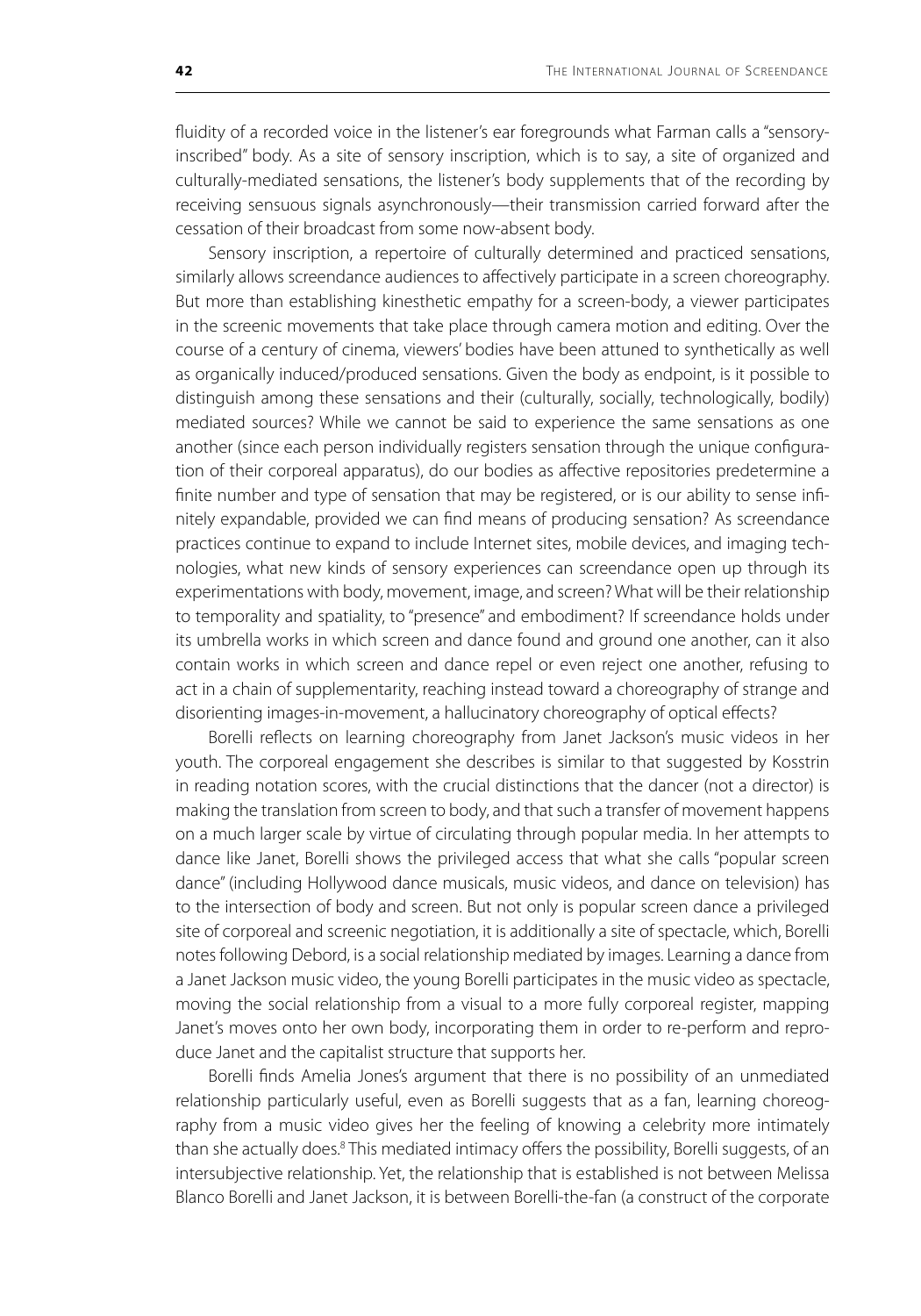fluidity of a recorded voice in the listener's ear foregrounds what Farman calls a "sensory-inscribed" body. As a site of sensory inscription, which is to say, a site of organized and culturally-mediated sensations, the listener's body supplements that of the recording by receiving sensuous signals asynchronously—their transmission carried forward after the cessation of their broadcast from some now-absent body.

Sensory inscription, a repertoire of culturally determined and practiced sensations, similarly allows screendance audiences to affectively participate in a screen choreography. But more than establishing kinesthetic empathy for a screen-body, a viewer participates in the screenic movements that take place through camera motion and editing. Over the course of a century of cinema, viewers' bodies have been attuned to synthetically as well as organically induced/produced sensations. Given the body as endpoint, is it possible to distinguish among these sensations and their (culturally, socially, technologically, bodily) mediated sources? While we cannot be said to experience the same sensations as one another (since each person individually registers sensation through the unique configuration of their corporeal apparatus), do our bodies as affective repositories predetermine a finite number and type of sensation that may be registered, or is our ability to sense infinitely expandable, provided we can find means of producing sensation? As screendance practices continue to expand to include Internet sites, mobile devices, and imaging technologies, what new kinds of sensory experiences can screendance open up through its experimentations with body, movement, image, and screen? What will be their relationship to temporality and spatiality, to "presence" and embodiment? If screendance holds under its umbrella works in which screen and dance found and ground one another, can it also contain works in which screen and dance repel or even reject one another, refusing to act in a chain of supplementarity, reaching instead toward a choreography of strange and disorienting images-in-movement, a hallucinatory choreography of optical effects?

Borelli reflects on learning choreography from Janet Jackson's music videos in her youth. The corporeal engagement she describes is similar to that suggested by Kosstrin in reading notation scores, with the crucial distinctions that the dancer (not a director) is making the translation from screen to body, and that such a transfer of movement happens on a much larger scale by virtue of circulating through popular media. In her attempts to dance like Janet, Borelli shows the privileged access that what she calls "popular screen dance" (including Hollywood dance musicals, music videos, and dance on television) has to the intersection of body and screen. But not only is popular screen dance a privileged site of corporeal and screenic negotiation, it is additionally a site of spectacle, which, Borelli notes following Debord, is a social relationship mediated by images. Learning a dance from a Janet Jackson music video, the young Borelli participates in the music video as spectacle, moving the social relationship from a visual to a more fully corporeal register, mapping Janet's moves onto her own body, incorporating them in order to re-perform and reproduce Janet and the capitalist structure that supports her.

Borelli finds Amelia Jones's argument that there is no possibility of an unmediated relationship particularly useful, even as Borelli suggests that as a fan, learning choreography from a music video gives her the feeling of knowing a celebrity more intimately than she actually does.[8] This mediated intimacy offers the possibility, Borelli suggests, of an intersubjective relationship. Yet, the relationship that is established is not between Melissa Blanco Borelli and Janet Jackson, it is between Borelli-the-fan (a construct of the corporate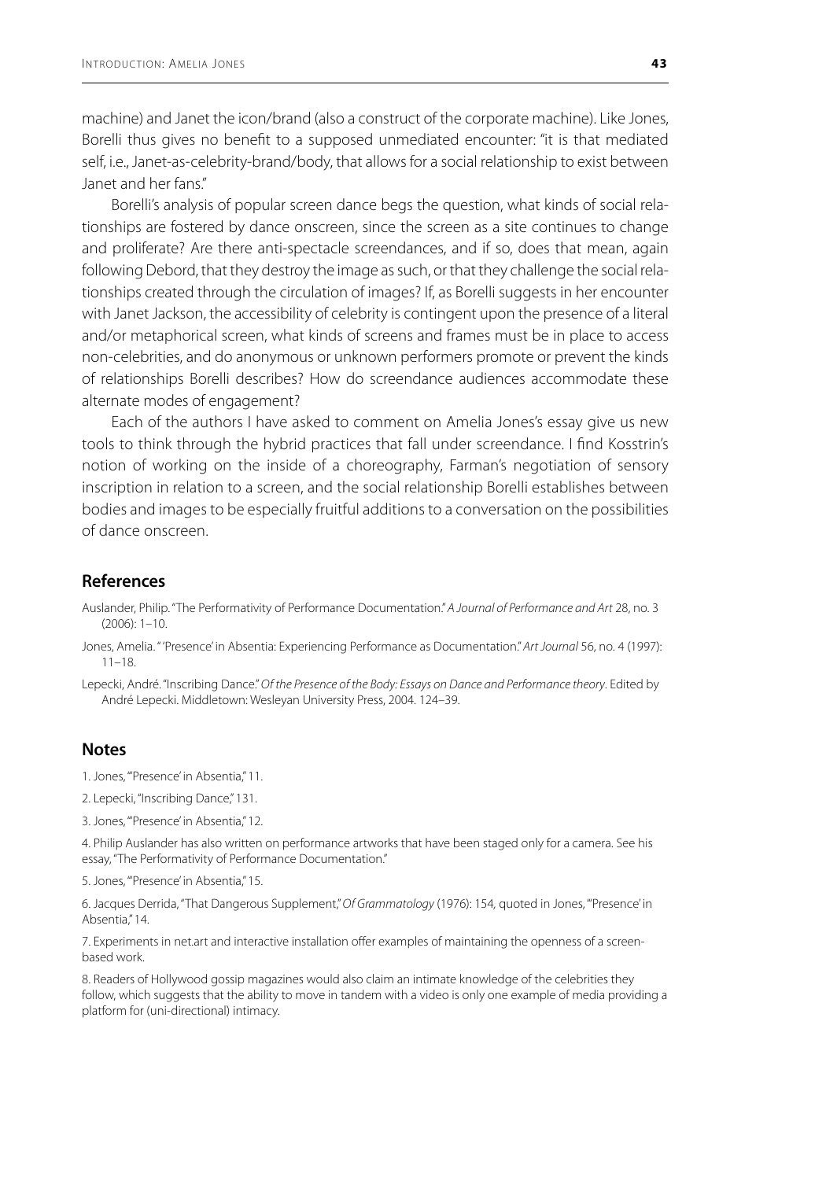machine) and Janet the icon/brand (also a construct of the corporate machine). Like Jones, Borelli thus gives no benefit to a supposed unmediated encounter: "it is that mediated self, i.e., Janet-as-celebrity-brand/body, that allows for a social relationship to exist between Janet and her fans."

Borelli's analysis of popular screen dance begs the question, what kinds of social relationships are fostered by dance onscreen, since the screen as a site continues to change and proliferate? Are there anti-spectacle screendances, and if so, does that mean, again following Debord, that they destroy the image as such, or that they challenge the social relationships created through the circulation of images? If, as Borelli suggests in her encounter with Janet Jackson, the accessibility of celebrity is contingent upon the presence of a literal and/or metaphorical screen, what kinds of screens and frames must be in place to access non-celebrities, and do anonymous or unknown performers promote or prevent the kinds of relationships Borelli describes? How do screendance audiences accommodate these alternate modes of engagement?

Each of the authors I have asked to comment on Amelia Jones's essay give us new tools to think through the hybrid practices that fall under screendance. I find Kosstrin's notion of working on the inside of a choreography, Farman's negotiation of sensory inscription in relation to a screen, and the social relationship Borelli establishes between bodies and images to be especially fruitful additions to a conversation on the possibilities of dance onscreen.

## References

Auslander, Philip. "The Performativity of Performance Documentation." *A Journal of Performance and Art* 28, no. 3 (2006): 1–10.

Jones, Amelia. " 'Presence' in Absentia: Experiencing Performance as Documentation." *Art Journal* 56, no. 4 (1997): 11–18.

Lepecki, André. "Inscribing Dance." *Of the Presence of the Body: Essays on Dance and Performance theory*. Edited by André Lepecki. Middletown: Wesleyan University Press, 2004. 124–39.

## Notes

1. Jones, "'Presence' in Absentia," 11.

2. Lepecki, "Inscribing Dance," 131.

3. Jones, "'Presence' in Absentia," 12.

4. Philip Auslander has also written on performance artworks that have been staged only for a camera. See his essay, "The Performativity of Performance Documentation."

5. Jones, "'Presence' in Absentia," 15.

6. Jacques Derrida, "That Dangerous Supplement," *Of Grammatology* (1976): 154, quoted in Jones, "'Presence' in Absentia," 14.

7. Experiments in net.art and interactive installation offer examples of maintaining the openness of a screen-based work.

8. Readers of Hollywood gossip magazines would also claim an intimate knowledge of the celebrities they follow, which suggests that the ability to move in tandem with a video is only one example of media providing a platform for (uni-directional) intimacy.